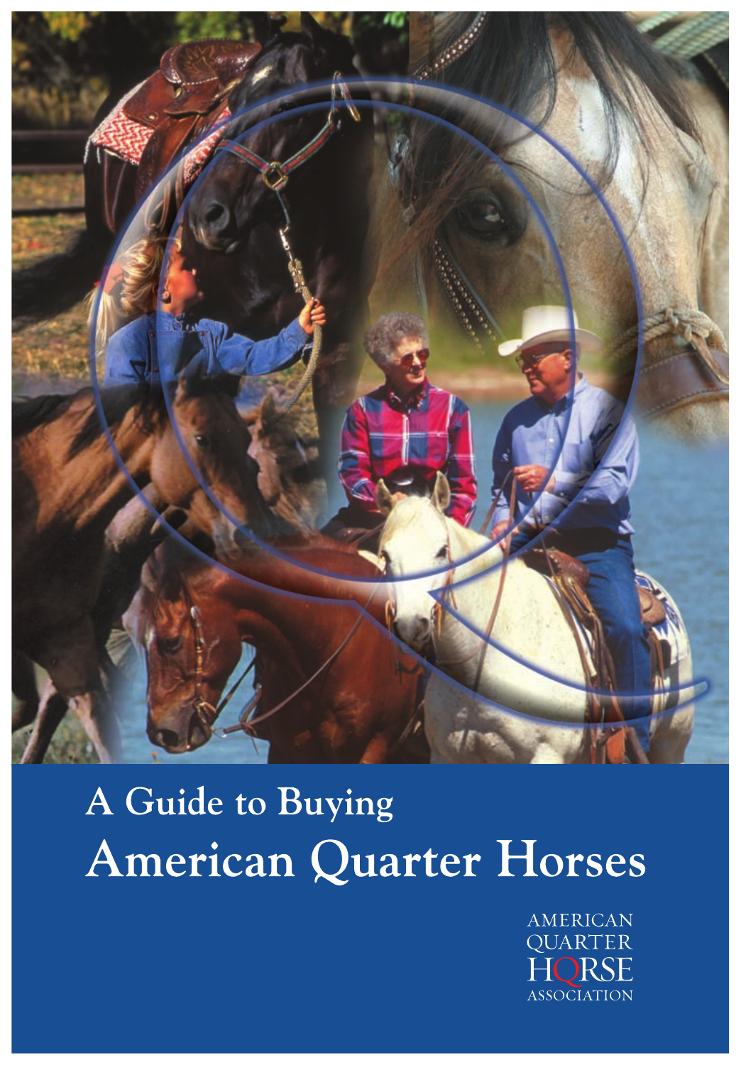# A Guide to Buying American Quarter Horses

AMERICAN QUARTER HORSE ASSOCIATION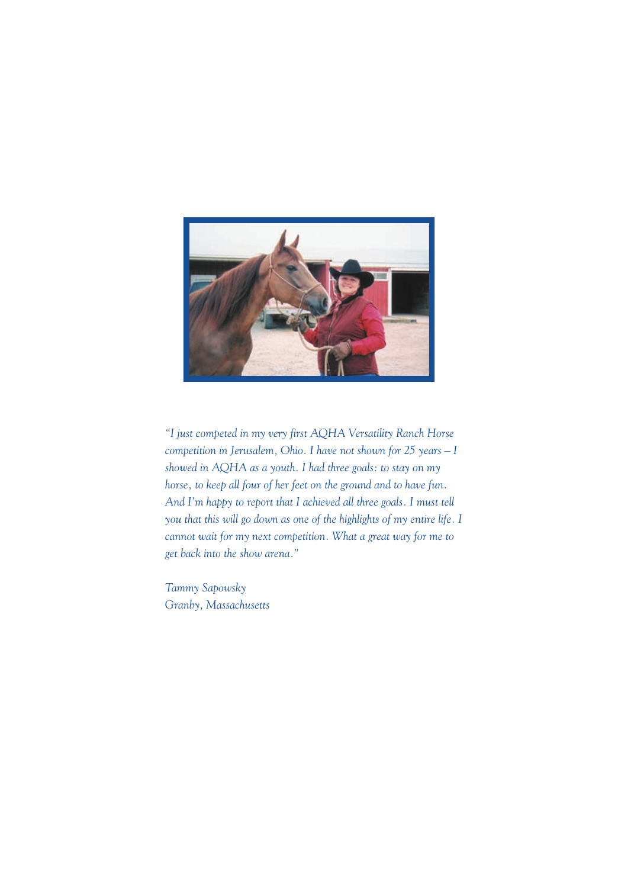*"I just competed in my very first AQHA Versatility Ranch Horse competition in Jerusalem, Ohio. I have not shown for 25 years – I showed in AQHA as a youth. I had three goals: to stay on my horse, to keep all four of her feet on the ground and to have fun. And I'm happy to report that I achieved all three goals. I must tell you that this will go down as one of the highlights of my entire life. I cannot wait for my next competition. What a great way for me to get back into the show arena."*

*Tammy Sapowsky*
*Granby, Massachusetts*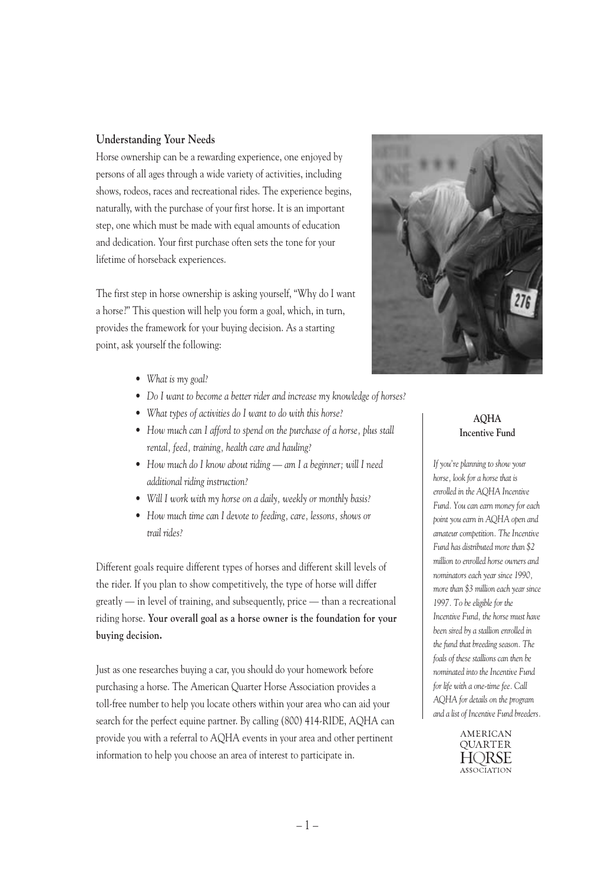## Understanding Your Needs

Horse ownership can be a rewarding experience, one enjoyed by persons of all ages through a wide variety of activities, including shows, rodeos, races and recreational rides. The experience begins, naturally, with the purchase of your first horse. It is an important step, one which must be made with equal amounts of education and dedication. Your first purchase often sets the tone for your lifetime of horseback experiences.

The first step in horse ownership is asking yourself, "Why do I want a horse?" This question will help you form a goal, which, in turn, provides the framework for your buying decision. As a starting point, ask yourself the following:

- *What is my goal?*
- *Do I want to become a better rider and increase my knowledge of horses?*
- *What types of activities do I want to do with this horse?*
- *How much can I afford to spend on the purchase of a horse, plus stall rental, feed, training, health care and hauling?*
- *How much do I know about riding — am I a beginner; will I need additional riding instruction?*
- *Will I work with my horse on a daily, weekly or monthly basis?*
- *How much time can I devote to feeding, care, lessons, shows or trail rides?*

Different goals require different types of horses and different skill levels of the rider. If you plan to show competitively, the type of horse will differ greatly — in level of training, and subsequently, price — than a recreational riding horse. **Your overall goal as a horse owner is the foundation for your buying decision.**

Just as one researches buying a car, you should do your homework before purchasing a horse. The American Quarter Horse Association provides a toll-free number to help you locate others within your area who can aid your search for the perfect equine partner. By calling (800) 414-RIDE, AQHA can provide you with a referral to AQHA events in your area and other pertinent information to help you choose an area of interest to participate in.

### AQHA Incentive Fund

*If you're planning to show your horse, look for a horse that is enrolled in the AQHA Incentive Fund. You can earn money for each point you earn in AQHA open and amateur competition. The Incentive Fund has distributed more than $2 million to enrolled horse owners and nominators each year since 1990, more than $3 million each year since 1997. To be eligible for the Incentive Fund, the horse must have been sired by a stallion enrolled in the fund that breeding season. The foals of these stallions can then be nominated into the Incentive Fund for life with a one-time fee. Call AQHA for details on the program and a list of Incentive Fund breeders.*

AMERICAN QUARTER HORSE ASSOCIATION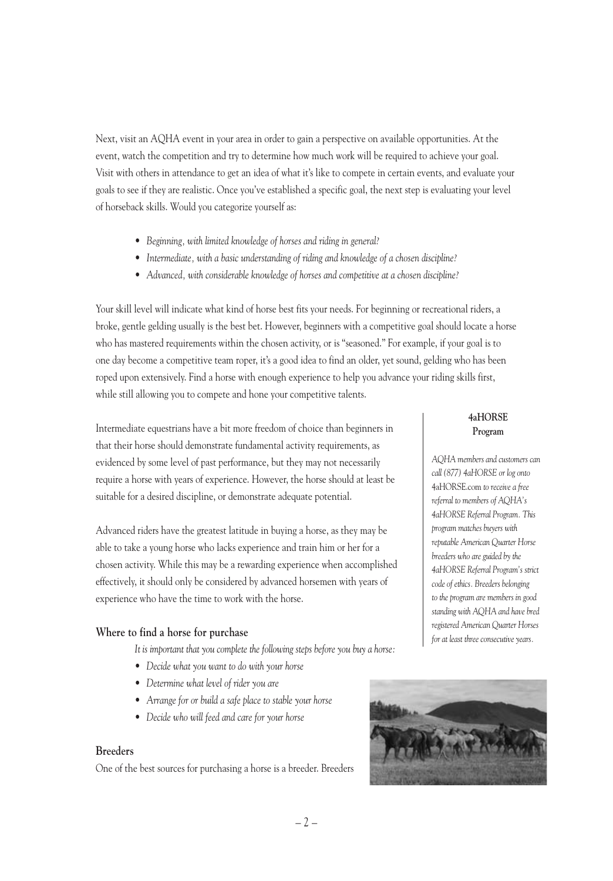Next, visit an AQHA event in your area in order to gain a perspective on available opportunities. At the event, watch the competition and try to determine how much work will be required to achieve your goal. Visit with others in attendance to get an idea of what it's like to compete in certain events, and evaluate your goals to see if they are realistic. Once you've established a specific goal, the next step is evaluating your level of horseback skills. Would you categorize yourself as:

- *Beginning, with limited knowledge of horses and riding in general?*
- *Intermediate, with a basic understanding of riding and knowledge of a chosen discipline?*
- *Advanced, with considerable knowledge of horses and competitive at a chosen discipline?*

Your skill level will indicate what kind of horse best fits your needs. For beginning or recreational riders, a broke, gentle gelding usually is the best bet. However, beginners with a competitive goal should locate a horse who has mastered requirements within the chosen activity, or is "seasoned." For example, if your goal is to one day become a competitive team roper, it's a good idea to find an older, yet sound, gelding who has been roped upon extensively. Find a horse with enough experience to help you advance your riding skills first, while still allowing you to compete and hone your competitive talents.

Intermediate equestrians have a bit more freedom of choice than beginners in that their horse should demonstrate fundamental activity requirements, as evidenced by some level of past performance, but they may not necessarily require a horse with years of experience. However, the horse should at least be suitable for a desired discipline, or demonstrate adequate potential.

Advanced riders have the greatest latitude in buying a horse, as they may be able to take a young horse who lacks experience and train him or her for a chosen activity. While this may be a rewarding experience when accomplished effectively, it should only be considered by advanced horsemen with years of experience who have the time to work with the horse.

**4aHORSE Program**

*AQHA members and customers can call (877) 4aHORSE or log onto* 4aHORSE.com *to receive a free referral to members of AQHA's 4aHORSE Referral Program. This program matches buyers with reputable American Quarter Horse breeders who are guided by the 4aHORSE Referral Program's strict code of ethics. Breeders belonging to the program are members in good standing with AQHA and have bred registered American Quarter Horses for at least three consecutive years.*

### Where to find a horse for purchase

*It is important that you complete the following steps before you buy a horse:*

- *Decide what you want to do with your horse*
- *Determine what level of rider you are*
- *Arrange for or build a safe place to stable your horse*
- *Decide who will feed and care for your horse*

### Breeders

One of the best sources for purchasing a horse is a breeder. Breeders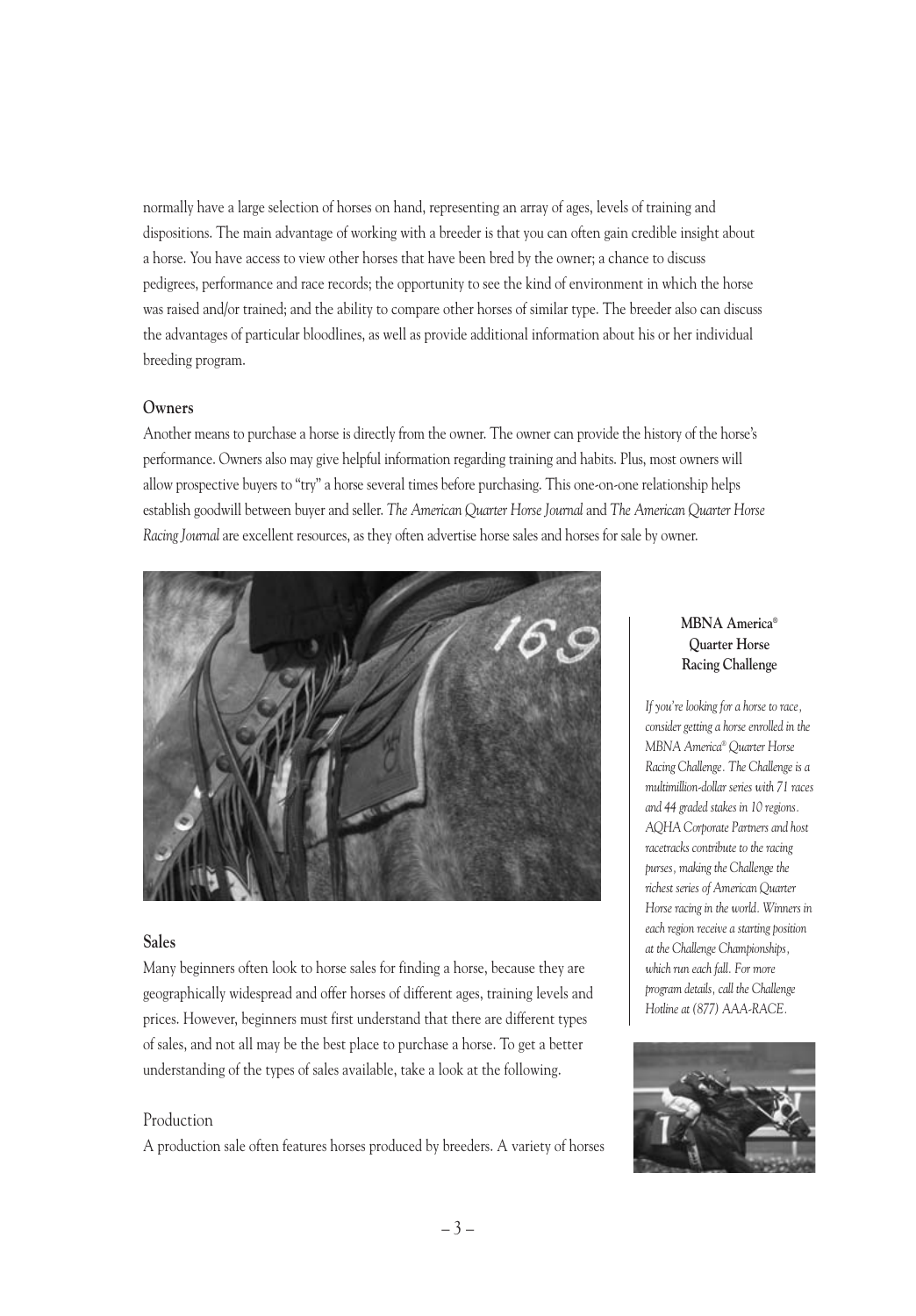normally have a large selection of horses on hand, representing an array of ages, levels of training and dispositions. The main advantage of working with a breeder is that you can often gain credible insight about a horse. You have access to view other horses that have been bred by the owner; a chance to discuss pedigrees, performance and race records; the opportunity to see the kind of environment in which the horse was raised and/or trained; and the ability to compare other horses of similar type. The breeder also can discuss the advantages of particular bloodlines, as well as provide additional information about his or her individual breeding program.

### Owners

Another means to purchase a horse is directly from the owner. The owner can provide the history of the horse's performance. Owners also may give helpful information regarding training and habits. Plus, most owners will allow prospective buyers to "try" a horse several times before purchasing. This one-on-one relationship helps establish goodwill between buyer and seller. *The American Quarter Horse Journal* and *The American Quarter Horse Racing Journal* are excellent resources, as they often advertise horse sales and horses for sale by owner.

### Sales

Many beginners often look to horse sales for finding a horse, because they are geographically widespread and offer horses of different ages, training levels and prices. However, beginners must first understand that there are different types of sales, and not all may be the best place to purchase a horse. To get a better understanding of the types of sales available, take a look at the following.

#### Production

A production sale often features horses produced by breeders. A variety of horses

**MBNA America® Quarter Horse Racing Challenge**

*If you're looking for a horse to race, consider getting a horse enrolled in the MBNA America® Quarter Horse Racing Challenge. The Challenge is a multimillion-dollar series with 71 races and 44 graded stakes in 10 regions. AQHA Corporate Partners and host racetracks contribute to the racing purses, making the Challenge the richest series of American Quarter Horse racing in the world. Winners in each region receive a starting position at the Challenge Championships, which run each fall. For more program details, call the Challenge Hotline at (877) AAA-RACE.*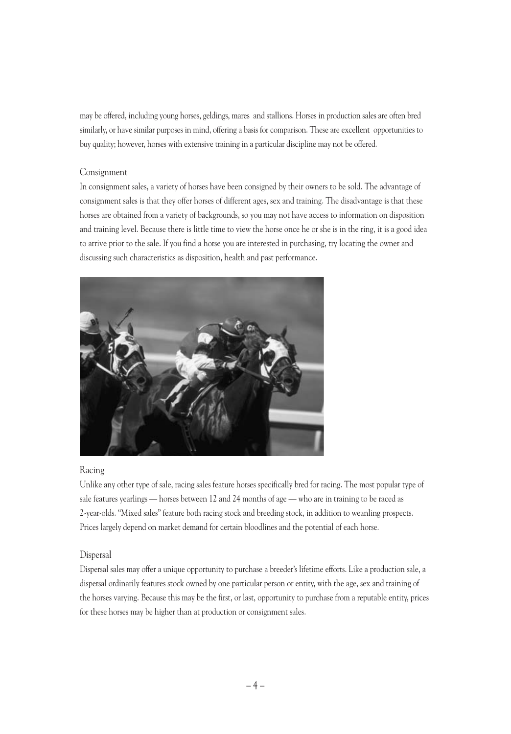may be offered, including young horses, geldings, mares and stallions. Horses in production sales are often bred similarly, or have similar purposes in mind, offering a basis for comparison. These are excellent opportunities to buy quality; however, horses with extensive training in a particular discipline may not be offered.

### Consignment

In consignment sales, a variety of horses have been consigned by their owners to be sold. The advantage of consignment sales is that they offer horses of different ages, sex and training. The disadvantage is that these horses are obtained from a variety of backgrounds, so you may not have access to information on disposition and training level. Because there is little time to view the horse once he or she is in the ring, it is a good idea to arrive prior to the sale. If you find a horse you are interested in purchasing, try locating the owner and discussing such characteristics as disposition, health and past performance.

### Racing

Unlike any other type of sale, racing sales feature horses specifically bred for racing. The most popular type of sale features yearlings — horses between 12 and 24 months of age — who are in training to be raced as 2-year-olds. "Mixed sales" feature both racing stock and breeding stock, in addition to weanling prospects. Prices largely depend on market demand for certain bloodlines and the potential of each horse.

### Dispersal

Dispersal sales may offer a unique opportunity to purchase a breeder's lifetime efforts. Like a production sale, a dispersal ordinarily features stock owned by one particular person or entity, with the age, sex and training of the horses varying. Because this may be the first, or last, opportunity to purchase from a reputable entity, prices for these horses may be higher than at production or consignment sales.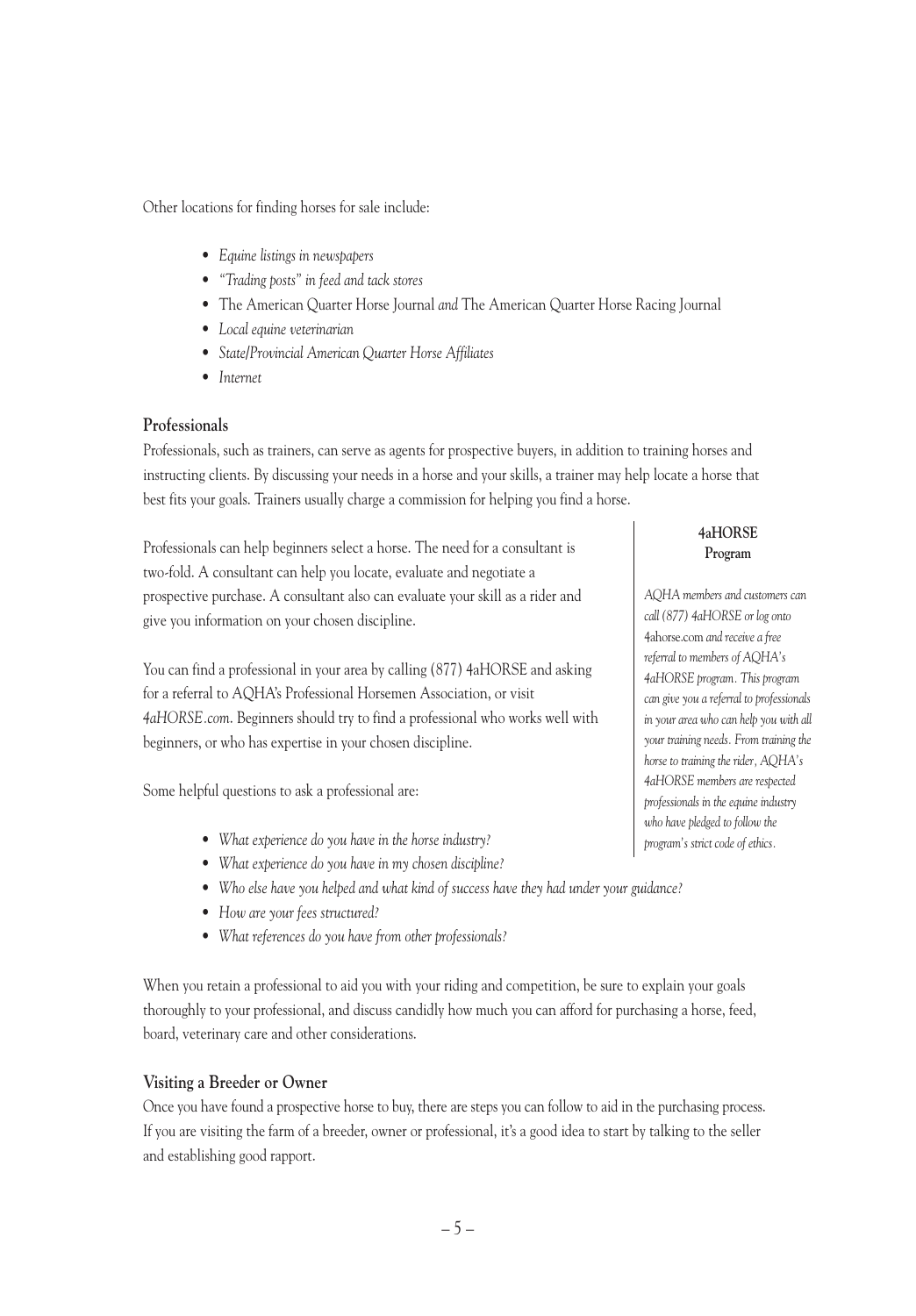Other locations for finding horses for sale include:

- *Equine listings in newspapers*
- *"Trading posts" in feed and tack stores*
- The American Quarter Horse Journal *and* The American Quarter Horse Racing Journal
- *Local equine veterinarian*
- *State/Provincial American Quarter Horse Affiliates*
- *Internet*

### Professionals

Professionals, such as trainers, can serve as agents for prospective buyers, in addition to training horses and instructing clients. By discussing your needs in a horse and your skills, a trainer may help locate a horse that best fits your goals. Trainers usually charge a commission for helping you find a horse.

Professionals can help beginners select a horse. The need for a consultant is two-fold. A consultant can help you locate, evaluate and negotiate a prospective purchase. A consultant also can evaluate your skill as a rider and give you information on your chosen discipline.

You can find a professional in your area by calling (877) 4aHORSE and asking for a referral to AQHA's Professional Horsemen Association, or visit *4aHORSE.com*. Beginners should try to find a professional who works well with beginners, or who has expertise in your chosen discipline.

Some helpful questions to ask a professional are:

- *What experience do you have in the horse industry?*
- *What experience do you have in my chosen discipline?*
- *Who else have you helped and what kind of success have they had under your guidance?*
- *How are your fees structured?*
- *What references do you have from other professionals?*

When you retain a professional to aid you with your riding and competition, be sure to explain your goals thoroughly to your professional, and discuss candidly how much you can afford for purchasing a horse, feed, board, veterinary care and other considerations.

**4aHORSE Program**

*AQHA members and customers can call (877) 4aHORSE or log onto* 4ahorse.com *and receive a free referral to members of AQHA's 4aHORSE program. This program can give you a referral to professionals in your area who can help you with all your training needs. From training the horse to training the rider, AQHA's 4aHORSE members are respected professionals in the equine industry who have pledged to follow the program's strict code of ethics.*

### Visiting a Breeder or Owner

Once you have found a prospective horse to buy, there are steps you can follow to aid in the purchasing process. If you are visiting the farm of a breeder, owner or professional, it's a good idea to start by talking to the seller and establishing good rapport.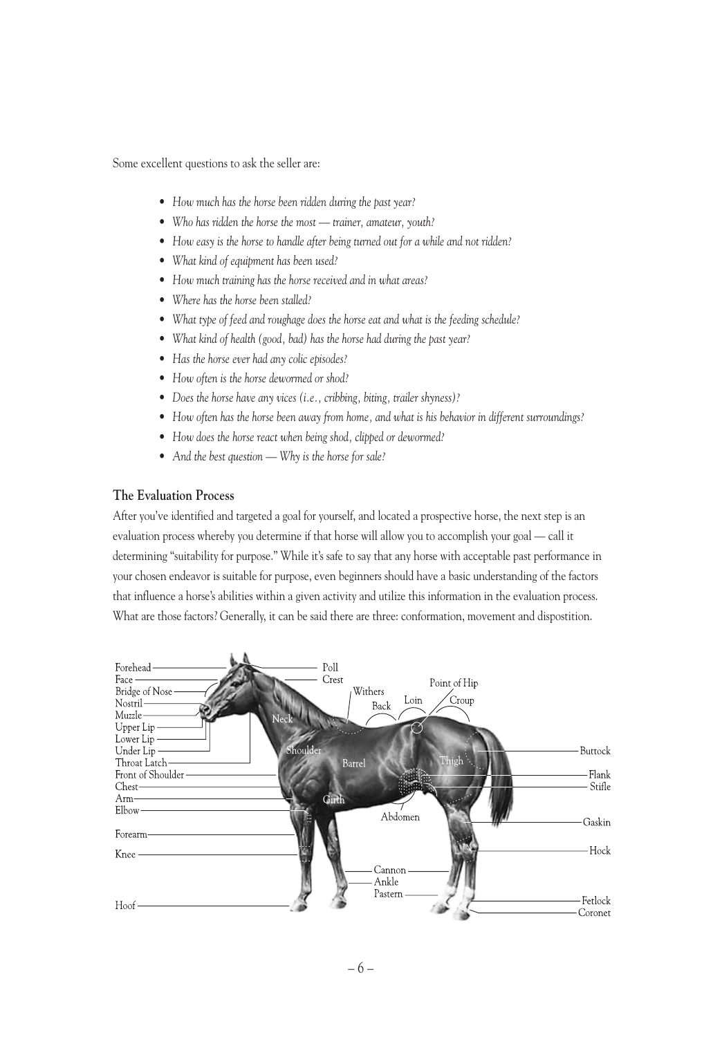Some excellent questions to ask the seller are:

- *How much has the horse been ridden during the past year?*
- *Who has ridden the horse the most — trainer, amateur, youth?*
- *How easy is the horse to handle after being turned out for a while and not ridden?*
- *What kind of equipment has been used?*
- *How much training has the horse received and in what areas?*
- *Where has the horse been stalled?*
- *What type of feed and roughage does the horse eat and what is the feeding schedule?*
- *What kind of health (good, bad) has the horse had during the past year?*
- *Has the horse ever had any colic episodes?*
- *How often is the horse dewormed or shod?*
- *Does the horse have any vices (i.e., cribbing, biting, trailer shyness)?*
- *How often has the horse been away from home, and what is his behavior in different surroundings?*
- *How does the horse react when being shod, clipped or dewormed?*
- *And the best question — Why is the horse for sale?*

## The Evaluation Process

After you've identified and targeted a goal for yourself, and located a prospective horse, the next step is an evaluation process whereby you determine if that horse will allow you to accomplish your goal — call it determining "suitability for purpose." While it's safe to say that any horse with acceptable past performance in your chosen endeavor is suitable for purpose, even beginners should have a basic understanding of the factors that influence a horse's abilities within a given activity and utilize this information in the evaluation process. What are those factors? Generally, it can be said there are three: conformation, movement and dispostition.

Forehead, Face, Bridge of Nose, Nostril, Muzzle, Upper Lip, Lower Lip, Under Lip, Throat Latch, Front of Shoulder, Chest, Arm, Elbow, Forearm, Knee, Hoof, Poll, Crest, Neck, Shoulder, Withers, Back, Loin, Point of Hip, Croup, Barrel, Girth, Abdomen, Thigh, Buttock, Flank, Stifle, Gaskin, Hock, Cannon, Ankle, Pastern, Fetlock, Coronet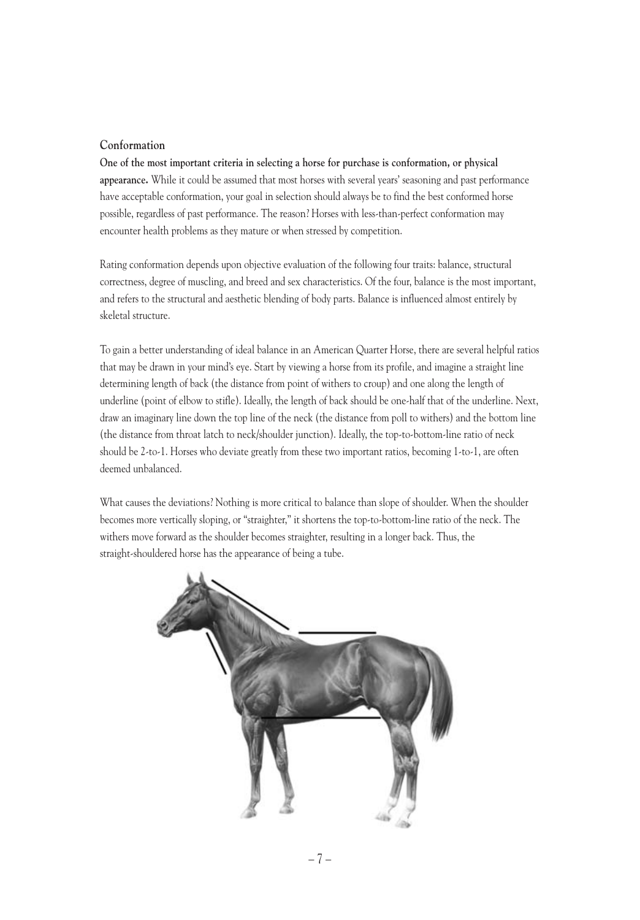## Conformation

**One of the most important criteria in selecting a horse for purchase is conformation, or physical appearance.** While it could be assumed that most horses with several years' seasoning and past performance have acceptable conformation, your goal in selection should always be to find the best conformed horse possible, regardless of past performance. The reason? Horses with less-than-perfect conformation may encounter health problems as they mature or when stressed by competition.

Rating conformation depends upon objective evaluation of the following four traits: balance, structural correctness, degree of muscling, and breed and sex characteristics. Of the four, balance is the most important, and refers to the structural and aesthetic blending of body parts. Balance is influenced almost entirely by skeletal structure.

To gain a better understanding of ideal balance in an American Quarter Horse, there are several helpful ratios that may be drawn in your mind's eye. Start by viewing a horse from its profile, and imagine a straight line determining length of back (the distance from point of withers to croup) and one along the length of underline (point of elbow to stifle). Ideally, the length of back should be one-half that of the underline. Next, draw an imaginary line down the top line of the neck (the distance from poll to withers) and the bottom line (the distance from throat latch to neck/shoulder junction). Ideally, the top-to-bottom-line ratio of neck should be 2-to-1. Horses who deviate greatly from these two important ratios, becoming 1-to-1, are often deemed unbalanced.

What causes the deviations? Nothing is more critical to balance than slope of shoulder. When the shoulder becomes more vertically sloping, or "straighter," it shortens the top-to-bottom-line ratio of the neck. The withers move forward as the shoulder becomes straighter, resulting in a longer back. Thus, the straight-shouldered horse has the appearance of being a tube.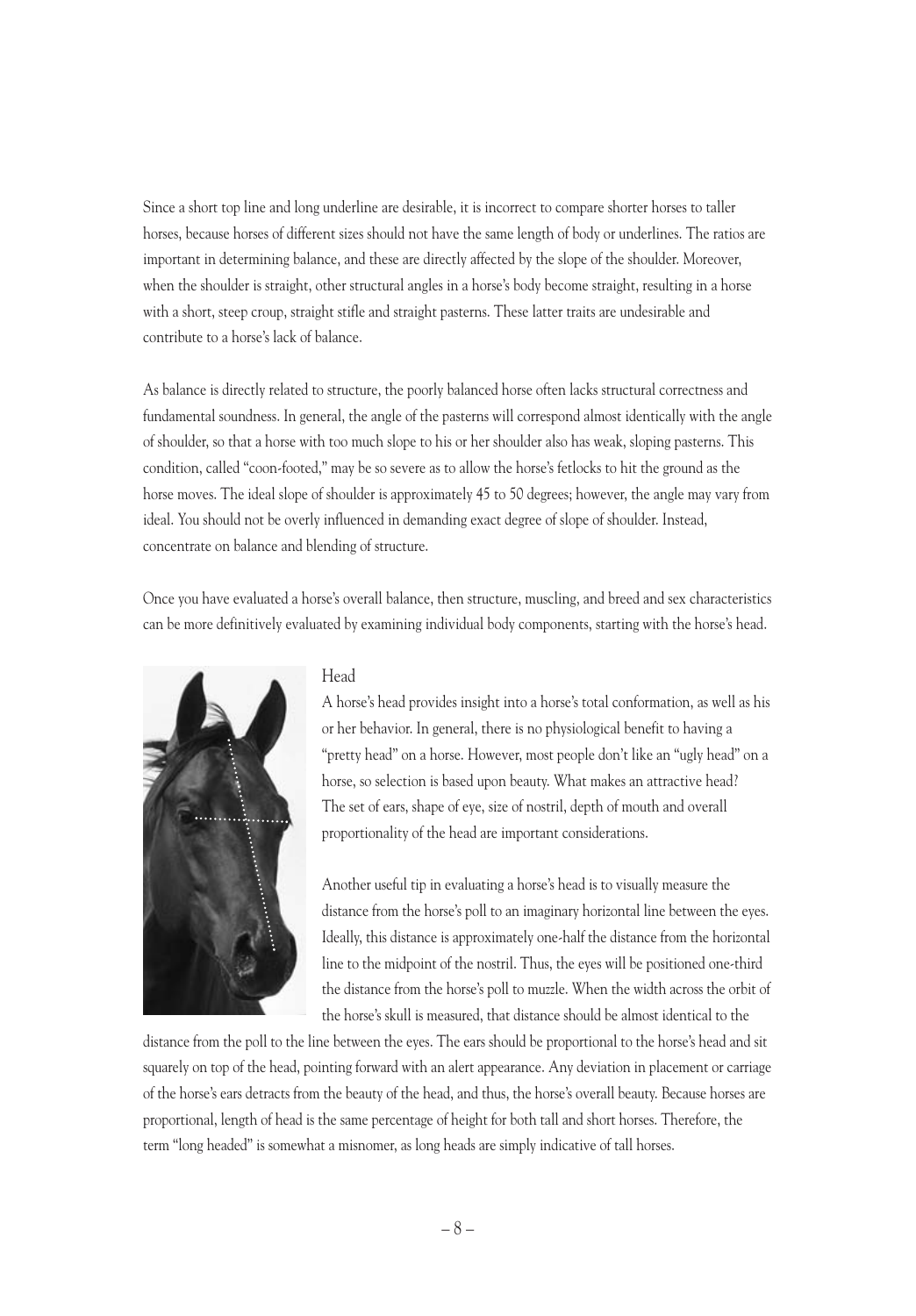Since a short top line and long underline are desirable, it is incorrect to compare shorter horses to taller horses, because horses of different sizes should not have the same length of body or underlines. The ratios are important in determining balance, and these are directly affected by the slope of the shoulder. Moreover, when the shoulder is straight, other structural angles in a horse's body become straight, resulting in a horse with a short, steep croup, straight stifle and straight pasterns. These latter traits are undesirable and contribute to a horse's lack of balance.

As balance is directly related to structure, the poorly balanced horse often lacks structural correctness and fundamental soundness. In general, the angle of the pasterns will correspond almost identically with the angle of shoulder, so that a horse with too much slope to his or her shoulder also has weak, sloping pasterns. This condition, called "coon-footed," may be so severe as to allow the horse's fetlocks to hit the ground as the horse moves. The ideal slope of shoulder is approximately 45 to 50 degrees; however, the angle may vary from ideal. You should not be overly influenced in demanding exact degree of slope of shoulder. Instead, concentrate on balance and blending of structure.

Once you have evaluated a horse's overall balance, then structure, muscling, and breed and sex characteristics can be more definitively evaluated by examining individual body components, starting with the horse's head.

### Head

A horse's head provides insight into a horse's total conformation, as well as his or her behavior. In general, there is no physiological benefit to having a "pretty head" on a horse. However, most people don't like an "ugly head" on a horse, so selection is based upon beauty. What makes an attractive head? The set of ears, shape of eye, size of nostril, depth of mouth and overall proportionality of the head are important considerations.

Another useful tip in evaluating a horse's head is to visually measure the distance from the horse's poll to an imaginary horizontal line between the eyes. Ideally, this distance is approximately one-half the distance from the horizontal line to the midpoint of the nostril. Thus, the eyes will be positioned one-third the distance from the horse's poll to muzzle. When the width across the orbit of the horse's skull is measured, that distance should be almost identical to the distance from the poll to the line between the eyes. The ears should be proportional to the horse's head and sit squarely on top of the head, pointing forward with an alert appearance. Any deviation in placement or carriage of the horse's ears detracts from the beauty of the head, and thus, the horse's overall beauty. Because horses are proportional, length of head is the same percentage of height for both tall and short horses. Therefore, the term "long headed" is somewhat a misnomer, as long heads are simply indicative of tall horses.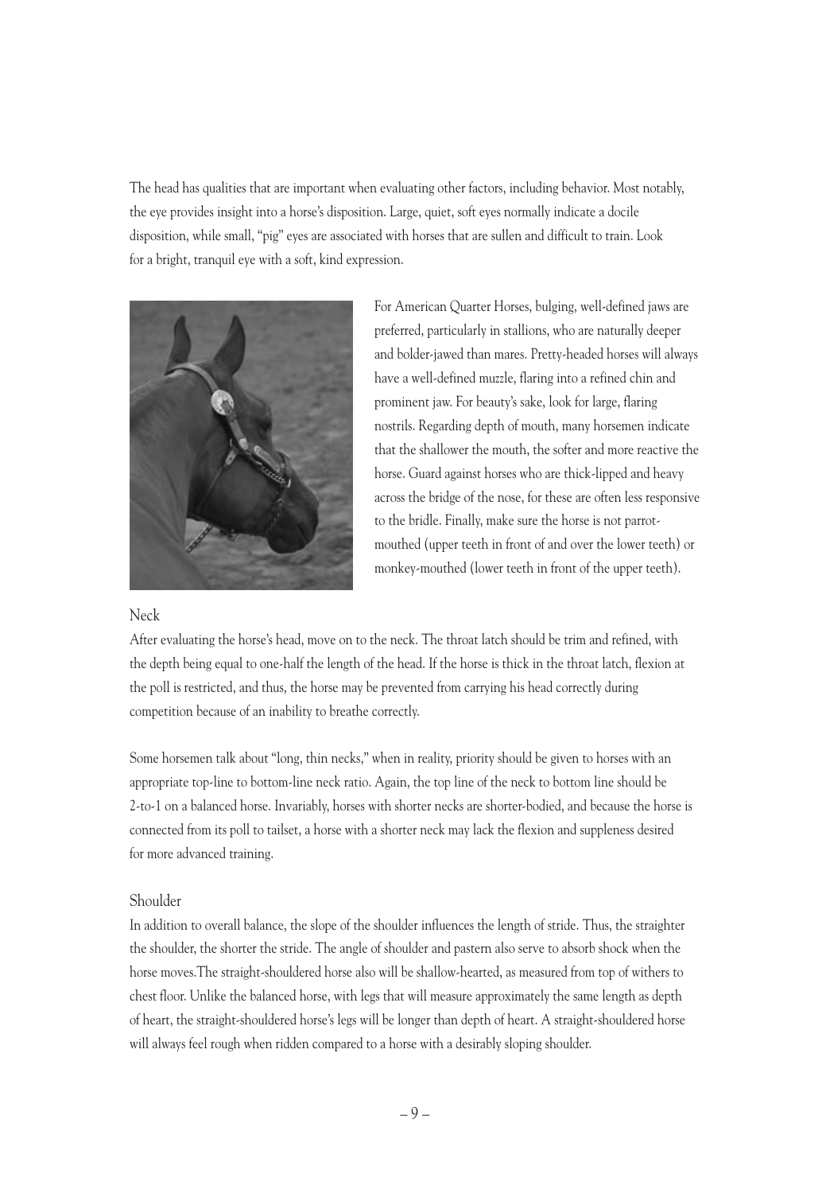The head has qualities that are important when evaluating other factors, including behavior. Most notably, the eye provides insight into a horse's disposition. Large, quiet, soft eyes normally indicate a docile disposition, while small, "pig" eyes are associated with horses that are sullen and difficult to train. Look for a bright, tranquil eye with a soft, kind expression.

For American Quarter Horses, bulging, well-defined jaws are preferred, particularly in stallions, who are naturally deeper and bolder-jawed than mares. Pretty-headed horses will always have a well-defined muzzle, flaring into a refined chin and prominent jaw. For beauty's sake, look for large, flaring nostrils. Regarding depth of mouth, many horsemen indicate that the shallower the mouth, the softer and more reactive the horse. Guard against horses who are thick-lipped and heavy across the bridge of the nose, for these are often less responsive to the bridle. Finally, make sure the horse is not parrot-mouthed (upper teeth in front of and over the lower teeth) or monkey-mouthed (lower teeth in front of the upper teeth).

### Neck

After evaluating the horse's head, move on to the neck. The throat latch should be trim and refined, with the depth being equal to one-half the length of the head. If the horse is thick in the throat latch, flexion at the poll is restricted, and thus, the horse may be prevented from carrying his head correctly during competition because of an inability to breathe correctly.

Some horsemen talk about "long, thin necks," when in reality, priority should be given to horses with an appropriate top-line to bottom-line neck ratio. Again, the top line of the neck to bottom line should be 2-to-1 on a balanced horse. Invariably, horses with shorter necks are shorter-bodied, and because the horse is connected from its poll to tailset, a horse with a shorter neck may lack the flexion and suppleness desired for more advanced training.

### Shoulder

In addition to overall balance, the slope of the shoulder influences the length of stride. Thus, the straighter the shoulder, the shorter the stride. The angle of shoulder and pastern also serve to absorb shock when the horse moves.The straight-shouldered horse also will be shallow-hearted, as measured from top of withers to chest floor. Unlike the balanced horse, with legs that will measure approximately the same length as depth of heart, the straight-shouldered horse's legs will be longer than depth of heart. A straight-shouldered horse will always feel rough when ridden compared to a horse with a desirably sloping shoulder.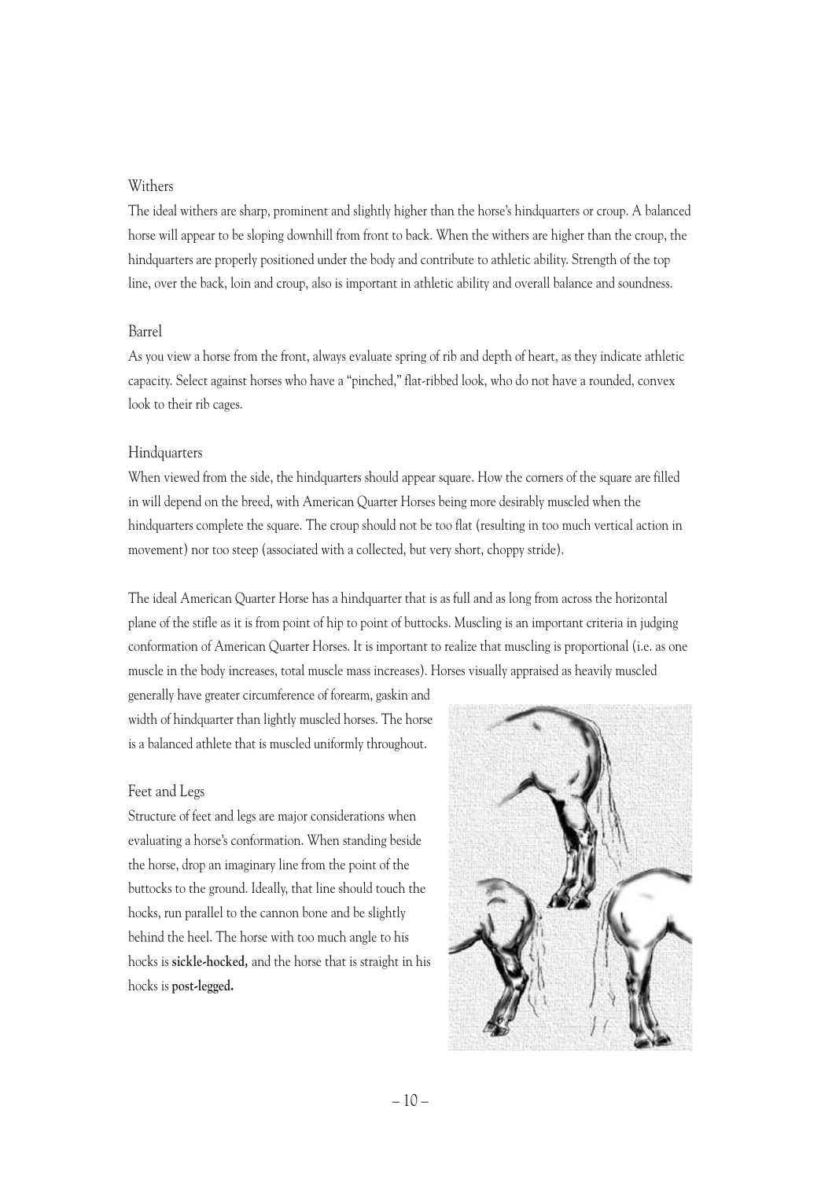## Withers

The ideal withers are sharp, prominent and slightly higher than the horse's hindquarters or croup. A balanced horse will appear to be sloping downhill from front to back. When the withers are higher than the croup, the hindquarters are properly positioned under the body and contribute to athletic ability. Strength of the top line, over the back, loin and croup, also is important in athletic ability and overall balance and soundness.

## Barrel

As you view a horse from the front, always evaluate spring of rib and depth of heart, as they indicate athletic capacity. Select against horses who have a "pinched," flat-ribbed look, who do not have a rounded, convex look to their rib cages.

## Hindquarters

When viewed from the side, the hindquarters should appear square. How the corners of the square are filled in will depend on the breed, with American Quarter Horses being more desirably muscled when the hindquarters complete the square. The croup should not be too flat (resulting in too much vertical action in movement) nor too steep (associated with a collected, but very short, choppy stride).

The ideal American Quarter Horse has a hindquarter that is as full and as long from across the horizontal plane of the stifle as it is from point of hip to point of buttocks. Muscling is an important criteria in judging conformation of American Quarter Horses. It is important to realize that muscling is proportional (i.e. as one muscle in the body increases, total muscle mass increases). Horses visually appraised as heavily muscled generally have greater circumference of forearm, gaskin and width of hindquarter than lightly muscled horses. The horse is a balanced athlete that is muscled uniformly throughout.

## Feet and Legs

Structure of feet and legs are major considerations when evaluating a horse's conformation. When standing beside the horse, drop an imaginary line from the point of the buttocks to the ground. Ideally, that line should touch the hocks, run parallel to the cannon bone and be slightly behind the heel. The horse with too much angle to his hocks is **sickle-hocked,** and the horse that is straight in his hocks is **post-legged.**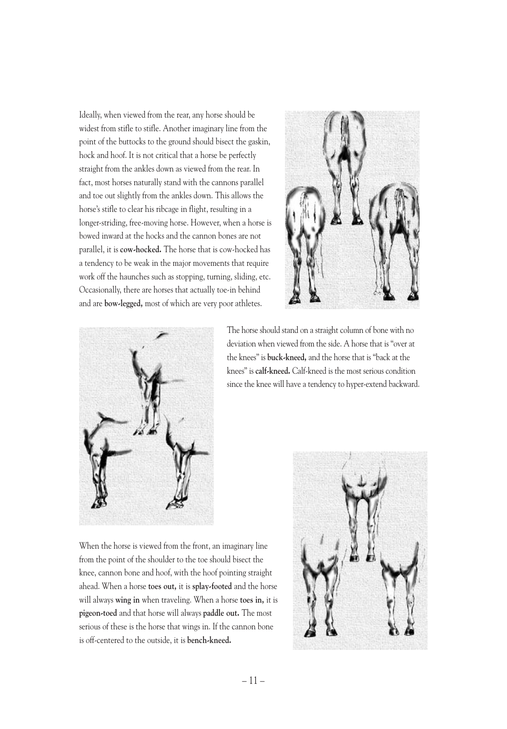Ideally, when viewed from the rear, any horse should be widest from stifle to stifle. Another imaginary line from the point of the buttocks to the ground should bisect the gaskin, hock and hoof. It is not critical that a horse be perfectly straight from the ankles down as viewed from the rear. In fact, most horses naturally stand with the cannons parallel and toe out slightly from the ankles down. This allows the horse's stifle to clear his ribcage in flight, resulting in a longer-striding, free-moving horse. However, when a horse is bowed inward at the hocks and the cannon bones are not parallel, it is **cow-hocked.** The horse that is cow-hocked has a tendency to be weak in the major movements that require work off the haunches such as stopping, turning, sliding, etc. Occasionally, there are horses that actually toe-in behind and are **bow-legged,** most of which are very poor athletes.

The horse should stand on a straight column of bone with no deviation when viewed from the side. A horse that is "over at the knees" is **buck-kneed,** and the horse that is "back at the knees" is **calf-kneed.** Calf-kneed is the most serious condition since the knee will have a tendency to hyper-extend backward.

When the horse is viewed from the front, an imaginary line from the point of the shoulder to the toe should bisect the knee, cannon bone and hoof, with the hoof pointing straight ahead. When a horse **toes out,** it is **splay-footed** and the horse will always **wing in** when traveling. When a horse **toes in,** it is **pigeon-toed** and that horse will always **paddle out.** The most serious of these is the horse that wings in. If the cannon bone is off-centered to the outside, it is **bench-kneed.**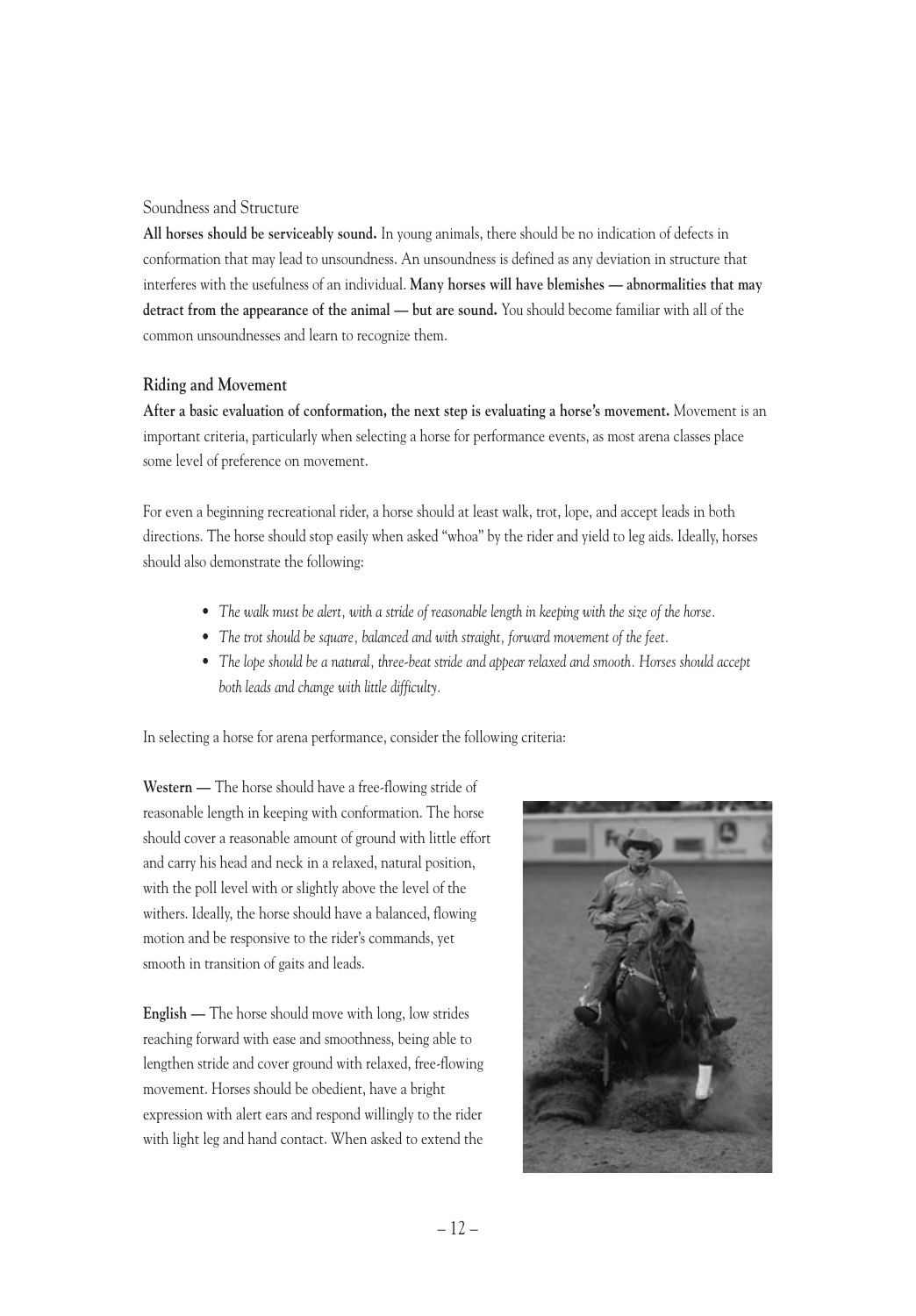### Soundness and Structure

**All horses should be serviceably sound.** In young animals, there should be no indication of defects in conformation that may lead to unsoundness. An unsoundness is defined as any deviation in structure that interferes with the usefulness of an individual. **Many horses will have blemishes — abnormalities that may detract from the appearance of the animal — but are sound.** You should become familiar with all of the common unsoundnesses and learn to recognize them.

### Riding and Movement

**After a basic evaluation of conformation, the next step is evaluating a horse's movement.** Movement is an important criteria, particularly when selecting a horse for performance events, as most arena classes place some level of preference on movement.

For even a beginning recreational rider, a horse should at least walk, trot, lope, and accept leads in both directions. The horse should stop easily when asked "whoa" by the rider and yield to leg aids. Ideally, horses should also demonstrate the following:

- *The walk must be alert, with a stride of reasonable length in keeping with the size of the horse.*
- *The trot should be square, balanced and with straight, forward movement of the feet.*
- *The lope should be a natural, three-beat stride and appear relaxed and smooth. Horses should accept both leads and change with little difficulty.*

In selecting a horse for arena performance, consider the following criteria:

**Western —** The horse should have a free-flowing stride of reasonable length in keeping with conformation. The horse should cover a reasonable amount of ground with little effort and carry his head and neck in a relaxed, natural position, with the poll level with or slightly above the level of the withers. Ideally, the horse should have a balanced, flowing motion and be responsive to the rider's commands, yet smooth in transition of gaits and leads.

**English —** The horse should move with long, low strides reaching forward with ease and smoothness, being able to lengthen stride and cover ground with relaxed, free-flowing movement. Horses should be obedient, have a bright expression with alert ears and respond willingly to the rider with light leg and hand contact. When asked to extend the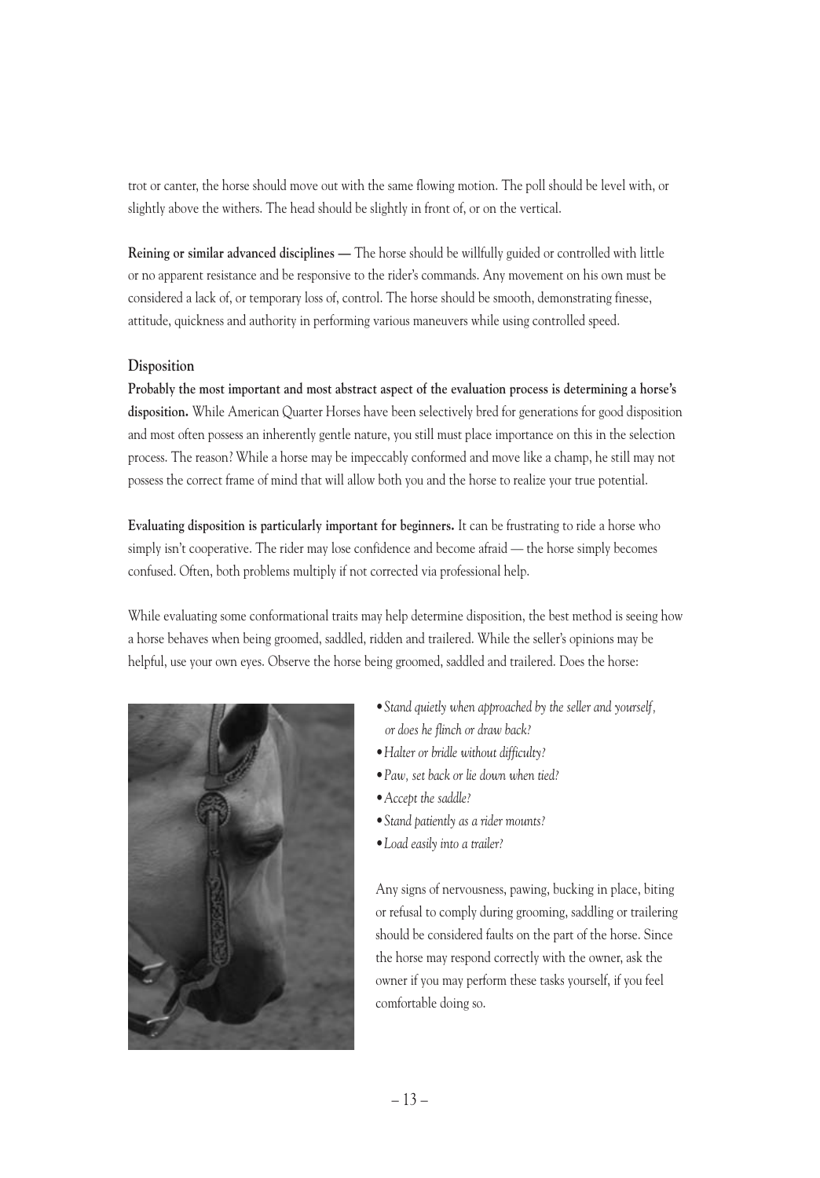trot or canter, the horse should move out with the same flowing motion. The poll should be level with, or slightly above the withers. The head should be slightly in front of, or on the vertical.

**Reining or similar advanced disciplines —** The horse should be willfully guided or controlled with little or no apparent resistance and be responsive to the rider's commands. Any movement on his own must be considered a lack of, or temporary loss of, control. The horse should be smooth, demonstrating finesse, attitude, quickness and authority in performing various maneuvers while using controlled speed.

### Disposition

**Probably the most important and most abstract aspect of the evaluation process is determining a horse's disposition.** While American Quarter Horses have been selectively bred for generations for good disposition and most often possess an inherently gentle nature, you still must place importance on this in the selection process. The reason? While a horse may be impeccably conformed and move like a champ, he still may not possess the correct frame of mind that will allow both you and the horse to realize your true potential.

**Evaluating disposition is particularly important for beginners.** It can be frustrating to ride a horse who simply isn't cooperative. The rider may lose confidence and become afraid — the horse simply becomes confused. Often, both problems multiply if not corrected via professional help.

While evaluating some conformational traits may help determine disposition, the best method is seeing how a horse behaves when being groomed, saddled, ridden and trailered. While the seller's opinions may be helpful, use your own eyes. Observe the horse being groomed, saddled and trailered. Does the horse:

- *Stand quietly when approached by the seller and yourself, or does he flinch or draw back?*
- *Halter or bridle without difficulty?*
- *Paw, set back or lie down when tied?*
- *Accept the saddle?*
- *Stand patiently as a rider mounts?*
- *Load easily into a trailer?*

Any signs of nervousness, pawing, bucking in place, biting or refusal to comply during grooming, saddling or trailering should be considered faults on the part of the horse. Since the horse may respond correctly with the owner, ask the owner if you may perform these tasks yourself, if you feel comfortable doing so.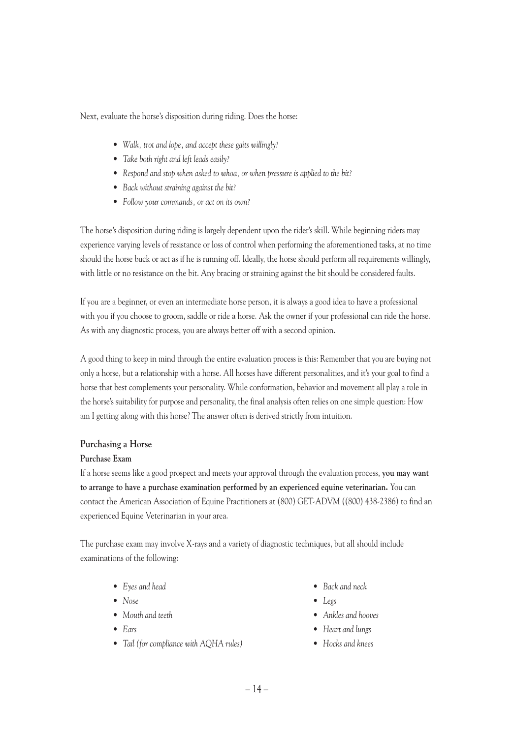Next, evaluate the horse's disposition during riding. Does the horse:

- *Walk, trot and lope, and accept these gaits willingly?*
- *Take both right and left leads easily?*
- *Respond and stop when asked to whoa, or when pressure is applied to the bit?*
- *Back without straining against the bit?*
- *Follow your commands, or act on its own?*

The horse's disposition during riding is largely dependent upon the rider's skill. While beginning riders may experience varying levels of resistance or loss of control when performing the aforementioned tasks, at no time should the horse buck or act as if he is running off. Ideally, the horse should perform all requirements willingly, with little or no resistance on the bit. Any bracing or straining against the bit should be considered faults.

If you are a beginner, or even an intermediate horse person, it is always a good idea to have a professional with you if you choose to groom, saddle or ride a horse. Ask the owner if your professional can ride the horse. As with any diagnostic process, you are always better off with a second opinion.

A good thing to keep in mind through the entire evaluation process is this: Remember that you are buying not only a horse, but a relationship with a horse. All horses have different personalities, and it's your goal to find a horse that best complements your personality. While conformation, behavior and movement all play a role in the horse's suitability for purpose and personality, the final analysis often relies on one simple question: How am I getting along with this horse? The answer often is derived strictly from intuition.

## Purchasing a Horse

### Purchase Exam

If a horse seems like a good prospect and meets your approval through the evaluation process, **you may want to arrange to have a purchase examination performed by an experienced equine veterinarian.** You can contact the American Association of Equine Practitioners at (800) GET-ADVM ((800) 438-2386) to find an experienced Equine Veterinarian in your area.

The purchase exam may involve X-rays and a variety of diagnostic techniques, but all should include examinations of the following:

- *Eyes and head*
- *Nose*
- *Mouth and teeth*
- *Ears*
- *Tail (for compliance with AQHA rules)*
- *Back and neck*
- *Legs*
- *Ankles and hooves*
- *Heart and lungs*
- *Hocks and knees*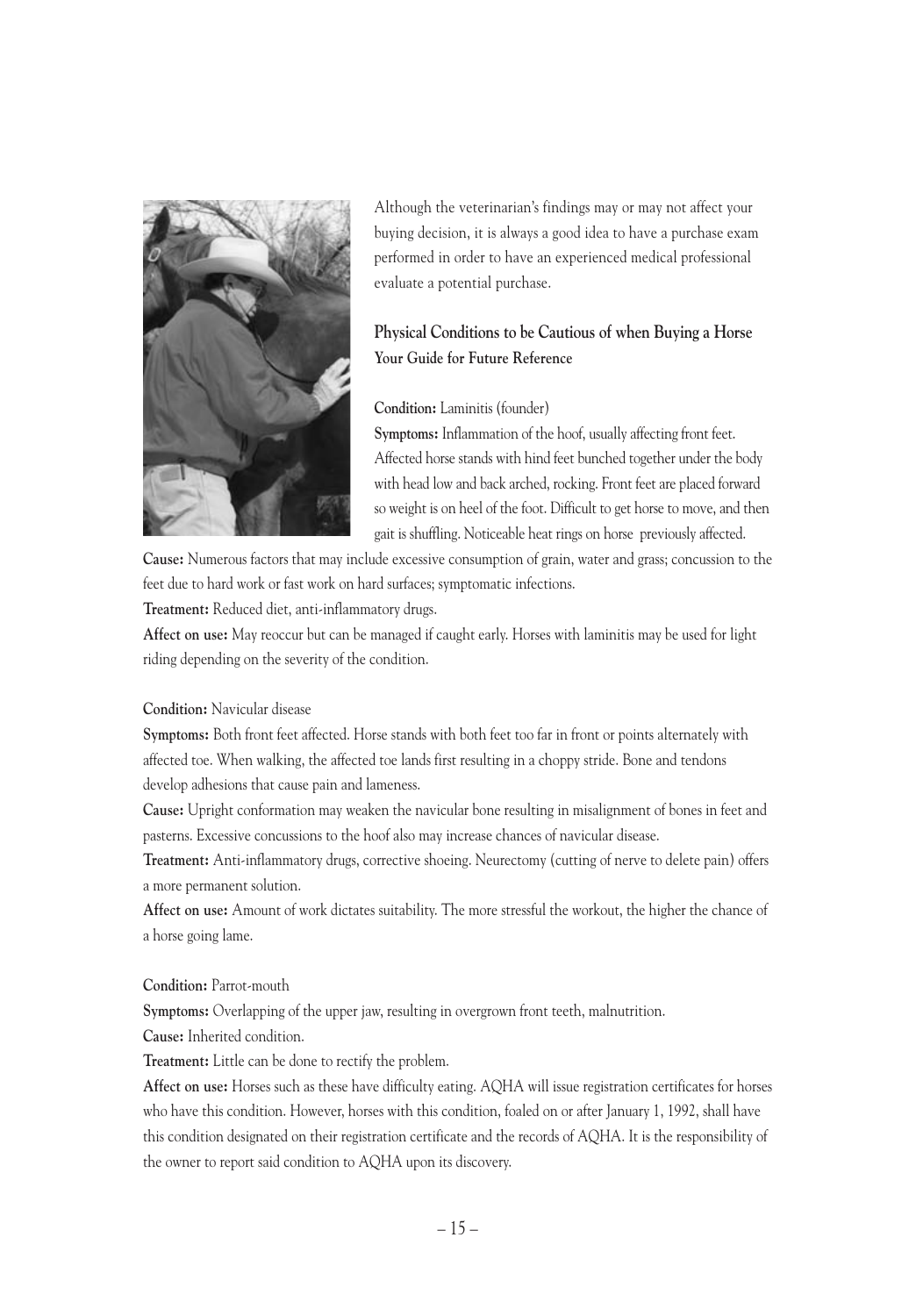Although the veterinarian's findings may or may not affect your buying decision, it is always a good idea to have a purchase exam performed in order to have an experienced medical professional evaluate a potential purchase.

## Physical Conditions to be Cautious of when Buying a Horse

### Your Guide for Future Reference

**Condition:** Laminitis (founder)

**Symptoms:** Inflammation of the hoof, usually affecting front feet. Affected horse stands with hind feet bunched together under the body with head low and back arched, rocking. Front feet are placed forward so weight is on heel of the foot. Difficult to get horse to move, and then gait is shuffling. Noticeable heat rings on horse previously affected.

**Cause:** Numerous factors that may include excessive consumption of grain, water and grass; concussion to the feet due to hard work or fast work on hard surfaces; symptomatic infections.

**Treatment:** Reduced diet, anti-inflammatory drugs.

**Affect on use:** May reoccur but can be managed if caught early. Horses with laminitis may be used for light riding depending on the severity of the condition.

**Condition:** Navicular disease

**Symptoms:** Both front feet affected. Horse stands with both feet too far in front or points alternately with affected toe. When walking, the affected toe lands first resulting in a choppy stride. Bone and tendons develop adhesions that cause pain and lameness.

**Cause:** Upright conformation may weaken the navicular bone resulting in misalignment of bones in feet and pasterns. Excessive concussions to the hoof also may increase chances of navicular disease.

**Treatment:** Anti-inflammatory drugs, corrective shoeing. Neurectomy (cutting of nerve to delete pain) offers a more permanent solution.

**Affect on use:** Amount of work dictates suitability. The more stressful the workout, the higher the chance of a horse going lame.

**Condition:** Parrot-mouth

**Symptoms:** Overlapping of the upper jaw, resulting in overgrown front teeth, malnutrition.

**Cause:** Inherited condition.

**Treatment:** Little can be done to rectify the problem.

**Affect on use:** Horses such as these have difficulty eating. AQHA will issue registration certificates for horses who have this condition. However, horses with this condition, foaled on or after January 1, 1992, shall have this condition designated on their registration certificate and the records of AQHA. It is the responsibility of the owner to report said condition to AQHA upon its discovery.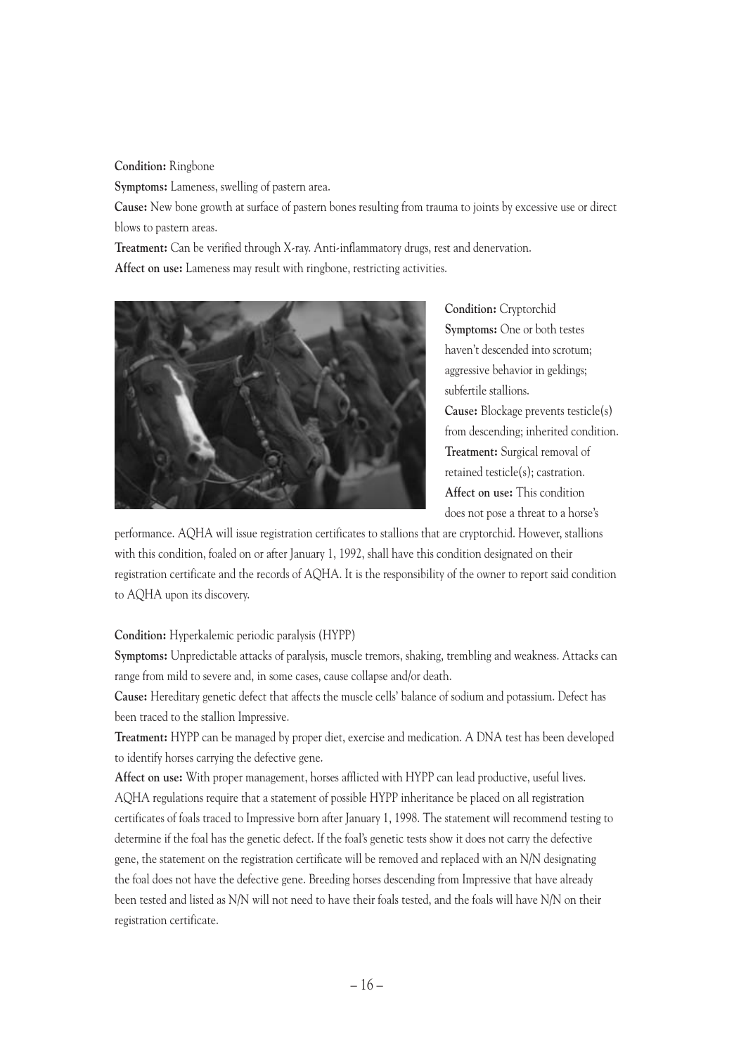**Condition:** Ringbone

**Symptoms:** Lameness, swelling of pastern area.

**Cause:** New bone growth at surface of pastern bones resulting from trauma to joints by excessive use or direct blows to pastern areas.

**Treatment:** Can be verified through X-ray. Anti-inflammatory drugs, rest and denervation.

**Affect on use:** Lameness may result with ringbone, restricting activities.

**Condition:** Cryptorchid

**Symptoms:** One or both testes haven't descended into scrotum; aggressive behavior in geldings; subfertile stallions.

**Cause:** Blockage prevents testicle(s) from descending; inherited condition.

**Treatment:** Surgical removal of retained testicle(s); castration.

**Affect on use:** This condition does not pose a threat to a horse's performance. AQHA will issue registration certificates to stallions that are cryptorchid. However, stallions with this condition, foaled on or after January 1, 1992, shall have this condition designated on their registration certificate and the records of AQHA. It is the responsibility of the owner to report said condition to AQHA upon its discovery.

**Condition:** Hyperkalemic periodic paralysis (HYPP)

**Symptoms:** Unpredictable attacks of paralysis, muscle tremors, shaking, trembling and weakness. Attacks can range from mild to severe and, in some cases, cause collapse and/or death.

**Cause:** Hereditary genetic defect that affects the muscle cells' balance of sodium and potassium. Defect has been traced to the stallion Impressive.

**Treatment:** HYPP can be managed by proper diet, exercise and medication. A DNA test has been developed to identify horses carrying the defective gene.

**Affect on use:** With proper management, horses afflicted with HYPP can lead productive, useful lives. AQHA regulations require that a statement of possible HYPP inheritance be placed on all registration certificates of foals traced to Impressive born after January 1, 1998. The statement will recommend testing to determine if the foal has the genetic defect. If the foal's genetic tests show it does not carry the defective gene, the statement on the registration certificate will be removed and replaced with an N/N designating the foal does not have the defective gene. Breeding horses descending from Impressive that have already been tested and listed as N/N will not need to have their foals tested, and the foals will have N/N on their registration certificate.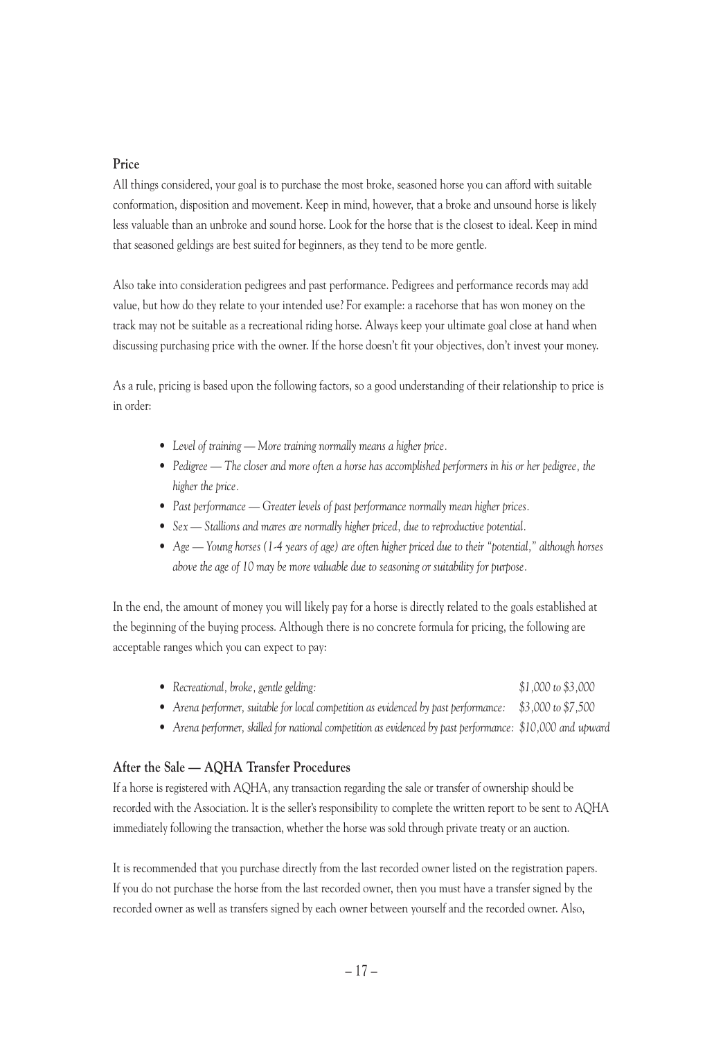## Price

All things considered, your goal is to purchase the most broke, seasoned horse you can afford with suitable conformation, disposition and movement. Keep in mind, however, that a broke and unsound horse is likely less valuable than an unbroke and sound horse. Look for the horse that is the closest to ideal. Keep in mind that seasoned geldings are best suited for beginners, as they tend to be more gentle.

Also take into consideration pedigrees and past performance. Pedigrees and performance records may add value, but how do they relate to your intended use? For example: a racehorse that has won money on the track may not be suitable as a recreational riding horse. Always keep your ultimate goal close at hand when discussing purchasing price with the owner. If the horse doesn't fit your objectives, don't invest your money.

As a rule, pricing is based upon the following factors, so a good understanding of their relationship to price is in order:

- *Level of training — More training normally means a higher price.*
- *Pedigree — The closer and more often a horse has accomplished performers in his or her pedigree, the higher the price.*
- *Past performance — Greater levels of past performance normally mean higher prices.*
- *Sex — Stallions and mares are normally higher priced, due to reproductive potential.*
- *Age — Young horses (1-4 years of age) are often higher priced due to their "potential," although horses above the age of 10 may be more valuable due to seasoning or suitability for purpose.*

In the end, the amount of money you will likely pay for a horse is directly related to the goals established at the beginning of the buying process. Although there is no concrete formula for pricing, the following are acceptable ranges which you can expect to pay:

- *Recreational, broke, gentle gelding:* *$1,000 to $3,000*
- *Arena performer, suitable for local competition as evidenced by past performance:* *$3,000 to $7,500*
- *Arena performer, skilled for national competition as evidenced by past performance:* *$10,000 and upward*

## After the Sale — AQHA Transfer Procedures

If a horse is registered with AQHA, any transaction regarding the sale or transfer of ownership should be recorded with the Association. It is the seller's responsibility to complete the written report to be sent to AQHA immediately following the transaction, whether the horse was sold through private treaty or an auction.

It is recommended that you purchase directly from the last recorded owner listed on the registration papers. If you do not purchase the horse from the last recorded owner, then you must have a transfer signed by the recorded owner as well as transfers signed by each owner between yourself and the recorded owner. Also,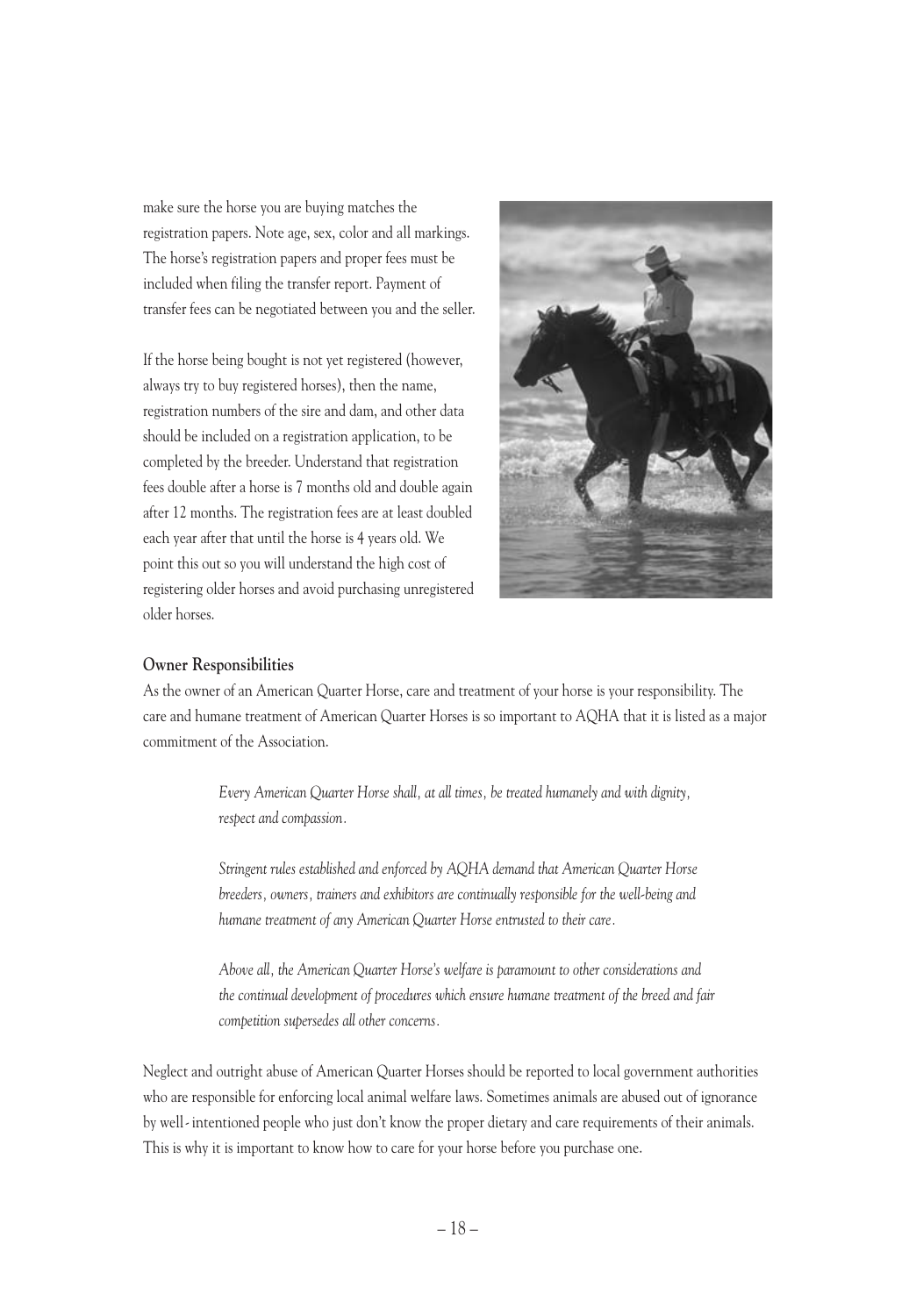make sure the horse you are buying matches the registration papers. Note age, sex, color and all markings. The horse's registration papers and proper fees must be included when filing the transfer report. Payment of transfer fees can be negotiated between you and the seller.

If the horse being bought is not yet registered (however, always try to buy registered horses), then the name, registration numbers of the sire and dam, and other data should be included on a registration application, to be completed by the breeder. Understand that registration fees double after a horse is 7 months old and double again after 12 months. The registration fees are at least doubled each year after that until the horse is 4 years old. We point this out so you will understand the high cost of registering older horses and avoid purchasing unregistered older horses.

### Owner Responsibilities

As the owner of an American Quarter Horse, care and treatment of your horse is your responsibility. The care and humane treatment of American Quarter Horses is so important to AQHA that it is listed as a major commitment of the Association.

> *Every American Quarter Horse shall, at all times, be treated humanely and with dignity, respect and compassion.*
>
> *Stringent rules established and enforced by AQHA demand that American Quarter Horse breeders, owners, trainers and exhibitors are continually responsible for the well-being and humane treatment of any American Quarter Horse entrusted to their care.*
>
> *Above all, the American Quarter Horse's welfare is paramount to other considerations and the continual development of procedures which ensure humane treatment of the breed and fair competition supersedes all other concerns.*

Neglect and outright abuse of American Quarter Horses should be reported to local government authorities who are responsible for enforcing local animal welfare laws. Sometimes animals are abused out of ignorance by well- intentioned people who just don't know the proper dietary and care requirements of their animals. This is why it is important to know how to care for your horse before you purchase one.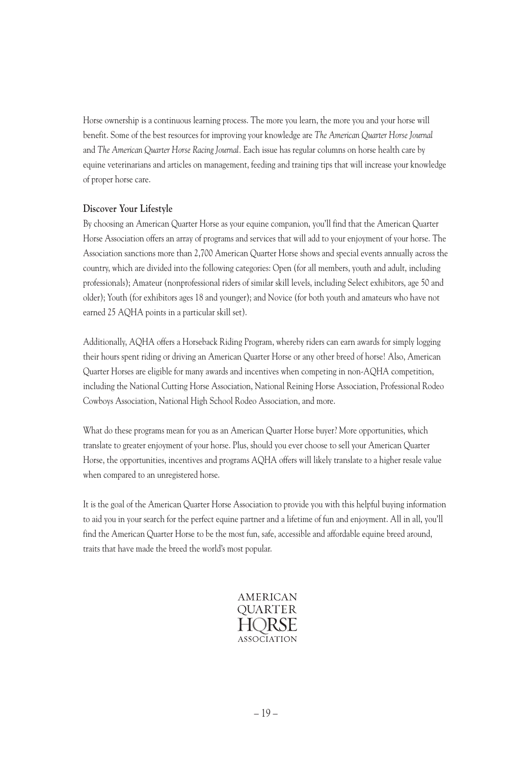Horse ownership is a continuous learning process. The more you learn, the more you and your horse will benefit. Some of the best resources for improving your knowledge are *The American Quarter Horse Journal* and *The American Quarter Horse Racing Journal*. Each issue has regular columns on horse health care by equine veterinarians and articles on management, feeding and training tips that will increase your knowledge of proper horse care.

**Discover Your Lifestyle**

By choosing an American Quarter Horse as your equine companion, you'll find that the American Quarter Horse Association offers an array of programs and services that will add to your enjoyment of your horse. The Association sanctions more than 2,700 American Quarter Horse shows and special events annually across the country, which are divided into the following categories: Open (for all members, youth and adult, including professionals); Amateur (nonprofessional riders of similar skill levels, including Select exhibitors, age 50 and older); Youth (for exhibitors ages 18 and younger); and Novice (for both youth and amateurs who have not earned 25 AQHA points in a particular skill set).

Additionally, AQHA offers a Horseback Riding Program, whereby riders can earn awards for simply logging their hours spent riding or driving an American Quarter Horse or any other breed of horse! Also, American Quarter Horses are eligible for many awards and incentives when competing in non-AQHA competition, including the National Cutting Horse Association, National Reining Horse Association, Professional Rodeo Cowboys Association, National High School Rodeo Association, and more.

What do these programs mean for you as an American Quarter Horse buyer? More opportunities, which translate to greater enjoyment of your horse. Plus, should you ever choose to sell your American Quarter Horse, the opportunities, incentives and programs AQHA offers will likely translate to a higher resale value when compared to an unregistered horse.

It is the goal of the American Quarter Horse Association to provide you with this helpful buying information to aid you in your search for the perfect equine partner and a lifetime of fun and enjoyment. All in all, you'll find the American Quarter Horse to be the most fun, safe, accessible and affordable equine breed around, traits that have made the breed the world's most popular.

AMERICAN QUARTER HORSE ASSOCIATION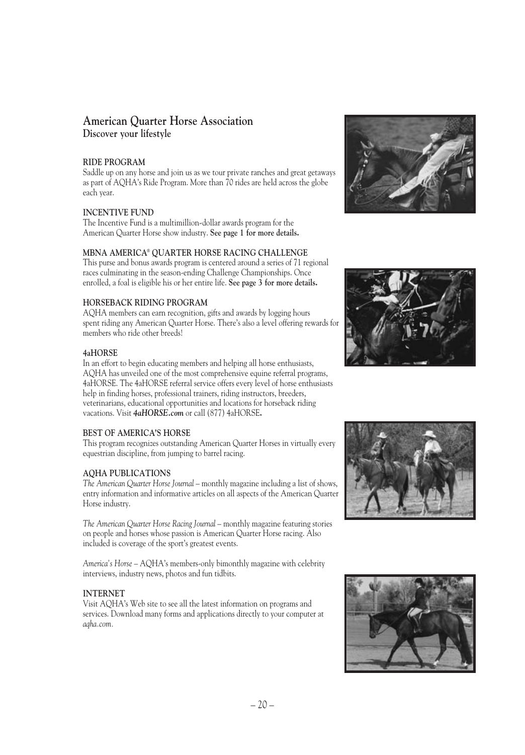# American Quarter Horse Association

**Discover your lifestyle**

### RIDE PROGRAM

Saddle up on any horse and join us as we tour private ranches and great getaways as part of AQHA's Ride Program. More than 70 rides are held across the globe each year.

### INCENTIVE FUND

The Incentive Fund is a multimillion-dollar awards program for the American Quarter Horse show industry. **See page 1 for more details.**

### MBNA AMERICA® QUARTER HORSE RACING CHALLENGE

This purse and bonus awards program is centered around a series of 71 regional races culminating in the season-ending Challenge Championships. Once enrolled, a foal is eligible his or her entire life. **See page 3 for more details.**

### HORSEBACK RIDING PROGRAM

AQHA members can earn recognition, gifts and awards by logging hours spent riding any American Quarter Horse. There's also a level offering rewards for members who ride other breeds!

### 4aHORSE

In an effort to begin educating members and helping all horse enthusiasts, AQHA has unveiled one of the most comprehensive equine referral programs, 4aHORSE. The 4aHORSE referral service offers every level of horse enthusiasts help in finding horses, professional trainers, riding instructors, breeders, veterinarians, educational opportunities and locations for horseback riding vacations. Visit ***4aHORSE.com*** or call (877) 4aHORSE**.**

### BEST OF AMERICA'S HORSE

This program recognizes outstanding American Quarter Horses in virtually every equestrian discipline, from jumping to barrel racing.

### AQHA PUBLICATIONS

*The American Quarter Horse Journal* – monthly magazine including a list of shows, entry information and informative articles on all aspects of the American Quarter Horse industry.

*The American Quarter Horse Racing Journal* – monthly magazine featuring stories on people and horses whose passion is American Quarter Horse racing. Also included is coverage of the sport's greatest events.

*America's Horse* – AQHA's members-only bimonthly magazine with celebrity interviews, industry news, photos and fun tidbits.

### INTERNET

Visit AQHA's Web site to see all the latest information on programs and services. Download many forms and applications directly to your computer at *aqha.com*.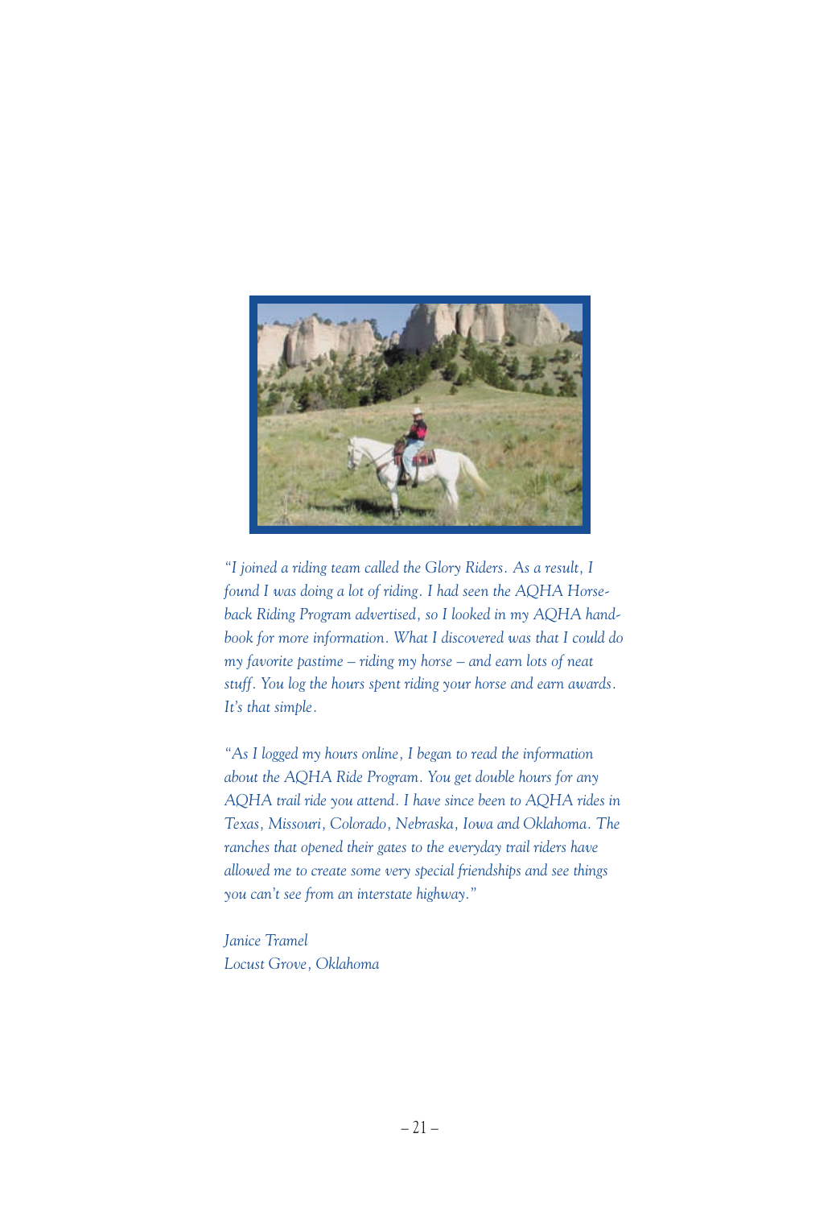*"I joined a riding team called the Glory Riders. As a result, I found I was doing a lot of riding. I had seen the AQHA Horseback Riding Program advertised, so I looked in my AQHA handbook for more information. What I discovered was that I could do my favorite pastime – riding my horse – and earn lots of neat stuff. You log the hours spent riding your horse and earn awards. It's that simple.*

*"As I logged my hours online, I began to read the information about the AQHA Ride Program. You get double hours for any AQHA trail ride you attend. I have since been to AQHA rides in Texas, Missouri, Colorado, Nebraska, Iowa and Oklahoma. The ranches that opened their gates to the everyday trail riders have allowed me to create some very special friendships and see things you can't see from an interstate highway."*

*Janice Tramel*
*Locust Grove, Oklahoma*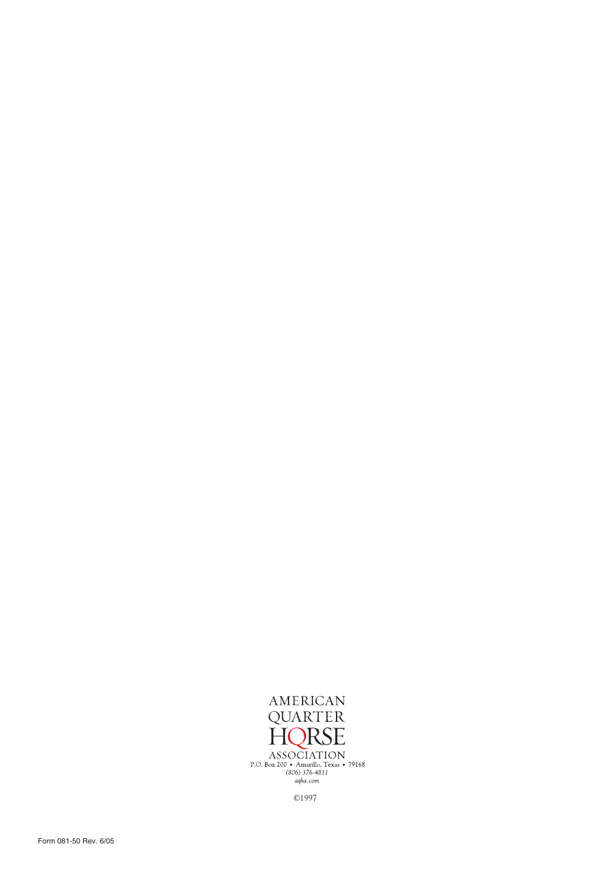AMERICAN QUARTER HORSE ASSOCIATION

P.O. Box 200 • Amarillo, Texas • 79168

*(806) 376-4811*

*aqha.com*

©1997

Form 081-50 Rev. 6/05